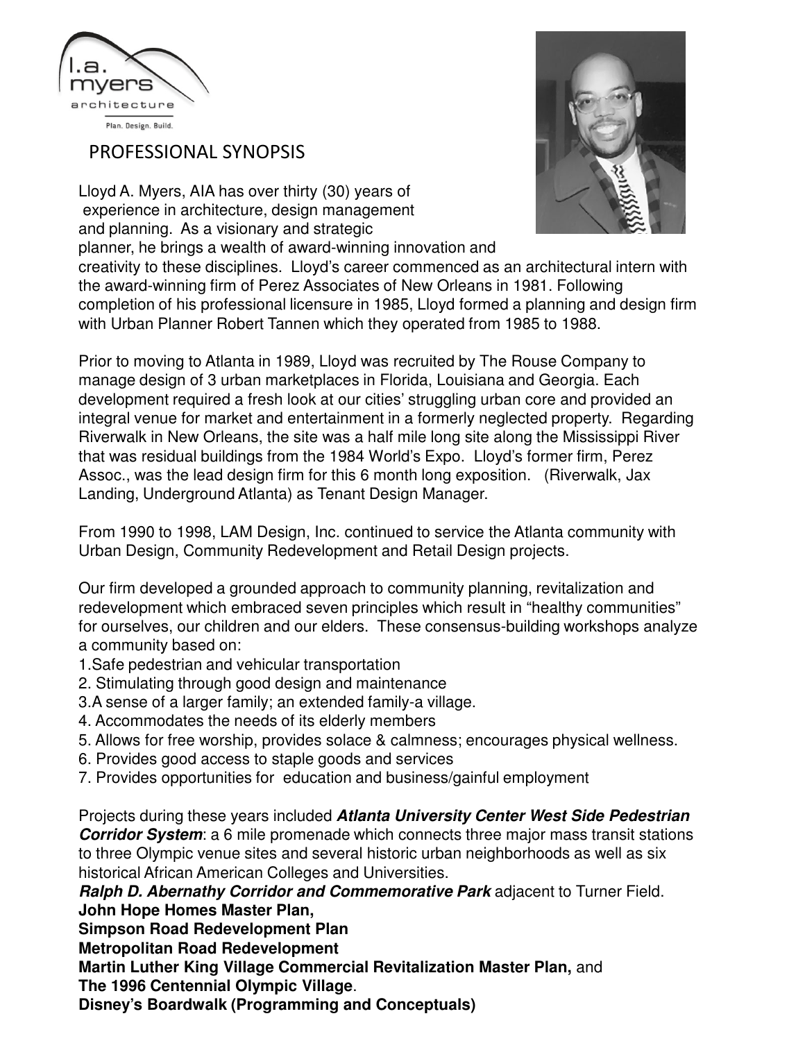l.a. myers architecture

Plan. Design. Build.

## PROFESSIONAL SYNOPSIS

Lloyd A. Myers, AIA has over thirty (30) years of experience in architecture, design management and planning. As a visionary and strategic planner, he brings a wealth of award-winning innovation and creativity to these disciplines. Lloyd's career commenced as an architectural intern with the award-winning firm of Perez Associates of New Orleans in 1981. Following completion of his professional licensure in 1985, Lloyd formed a planning and design firm with Urban Planner Robert Tannen which they operated from 1985 to 1988.

Prior to moving to Atlanta in 1989, Lloyd was recruited by The Rouse Company to manage design of 3 urban marketplaces in Florida, Louisiana and Georgia. Each development required a fresh look at our cities' struggling urban core and provided an integral venue for market and entertainment in a formerly neglected property. Regarding Riverwalk in New Orleans, the site was a half mile long site along the Mississippi River that was residual buildings from the 1984 World's Expo. Lloyd's former firm, Perez Assoc., was the lead design firm for this 6 month long exposition. (Riverwalk, Jax Landing, Underground Atlanta) as Tenant Design Manager.

From 1990 to 1998, LAM Design, Inc. continued to service the Atlanta community with Urban Design, Community Redevelopment and Retail Design projects.

Our firm developed a grounded approach to community planning, revitalization and redevelopment which embraced seven principles which result in "healthy communities" for ourselves, our children and our elders. These consensus-building workshops analyze a community based on:

1. Safe pedestrian and vehicular transportation
2. Stimulating through good design and maintenance
3. A sense of a larger family; an extended family-a village.
4. Accommodates the needs of its elderly members
5. Allows for free worship, provides solace & calmness; encourages physical wellness.
6. Provides good access to staple goods and services
7. Provides opportunities for education and business/gainful employment

Projects during these years included ***Atlanta University Center West Side Pedestrian Corridor System***: a 6 mile promenade which connects three major mass transit stations to three Olympic venue sites and several historic urban neighborhoods as well as six historical African American Colleges and Universities.
***Ralph D. Abernathy Corridor and Commemorative Park*** adjacent to Turner Field.
**John Hope Homes Master Plan,**
**Simpson Road Redevelopment Plan**
**Metropolitan Road Redevelopment**
**Martin Luther King Village Commercial Revitalization Master Plan,** and
**The 1996 Centennial Olympic Village**.
**Disney's Boardwalk (Programming and Conceptuals)**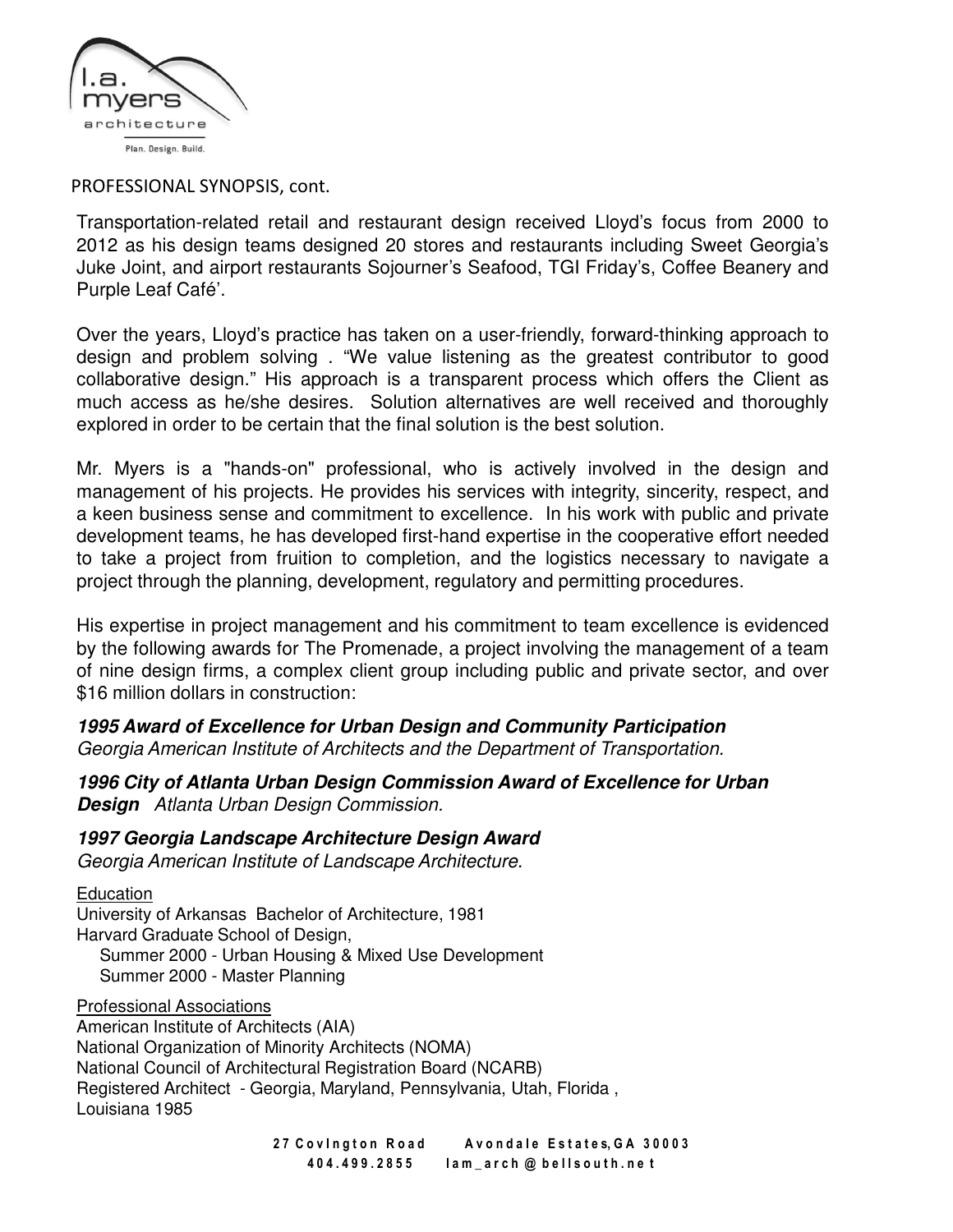PROFESSIONAL SYNOPSIS, cont.

Transportation-related retail and restaurant design received Lloyd's focus from 2000 to 2012 as his design teams designed 20 stores and restaurants including Sweet Georgia's Juke Joint, and airport restaurants Sojourner's Seafood, TGI Friday's, Coffee Beanery and Purple Leaf Café'.

Over the years, Lloyd's practice has taken on a user-friendly, forward-thinking approach to design and problem solving . "We value listening as the greatest contributor to good collaborative design." His approach is a transparent process which offers the Client as much access as he/she desires. Solution alternatives are well received and thoroughly explored in order to be certain that the final solution is the best solution.

Mr. Myers is a "hands-on" professional, who is actively involved in the design and management of his projects. He provides his services with integrity, sincerity, respect, and a keen business sense and commitment to excellence. In his work with public and private development teams, he has developed first-hand expertise in the cooperative effort needed to take a project from fruition to completion, and the logistics necessary to navigate a project through the planning, development, regulatory and permitting procedures.

His expertise in project management and his commitment to team excellence is evidenced by the following awards for The Promenade, a project involving the management of a team of nine design firms, a complex client group including public and private sector, and over $16 million dollars in construction:

***1995 Award of Excellence for Urban Design and Community Participation***
*Georgia American Institute of Architects and the Department of Transportation.*

***1996 City of Atlanta Urban Design Commission Award of Excellence for Urban Design*** *Atlanta Urban Design Commission.*

***1997 Georgia Landscape Architecture Design Award***
*Georgia American Institute of Landscape Architecture.*

<u>Education</u>
University of Arkansas Bachelor of Architecture, 1981
Harvard Graduate School of Design,
 Summer 2000 - Urban Housing & Mixed Use Development
 Summer 2000 - Master Planning

<u>Professional Associations</u>
American Institute of Architects (AIA)
National Organization of Minority Architects (NOMA)
National Council of Architectural Registration Board (NCARB)
Registered Architect - Georgia, Maryland, Pennsylvania, Utah, Florida , Louisiana 1985

27 Covington Road Avondale Estates, GA 30003
404.499.2855 lam_arch@bellsouth.net